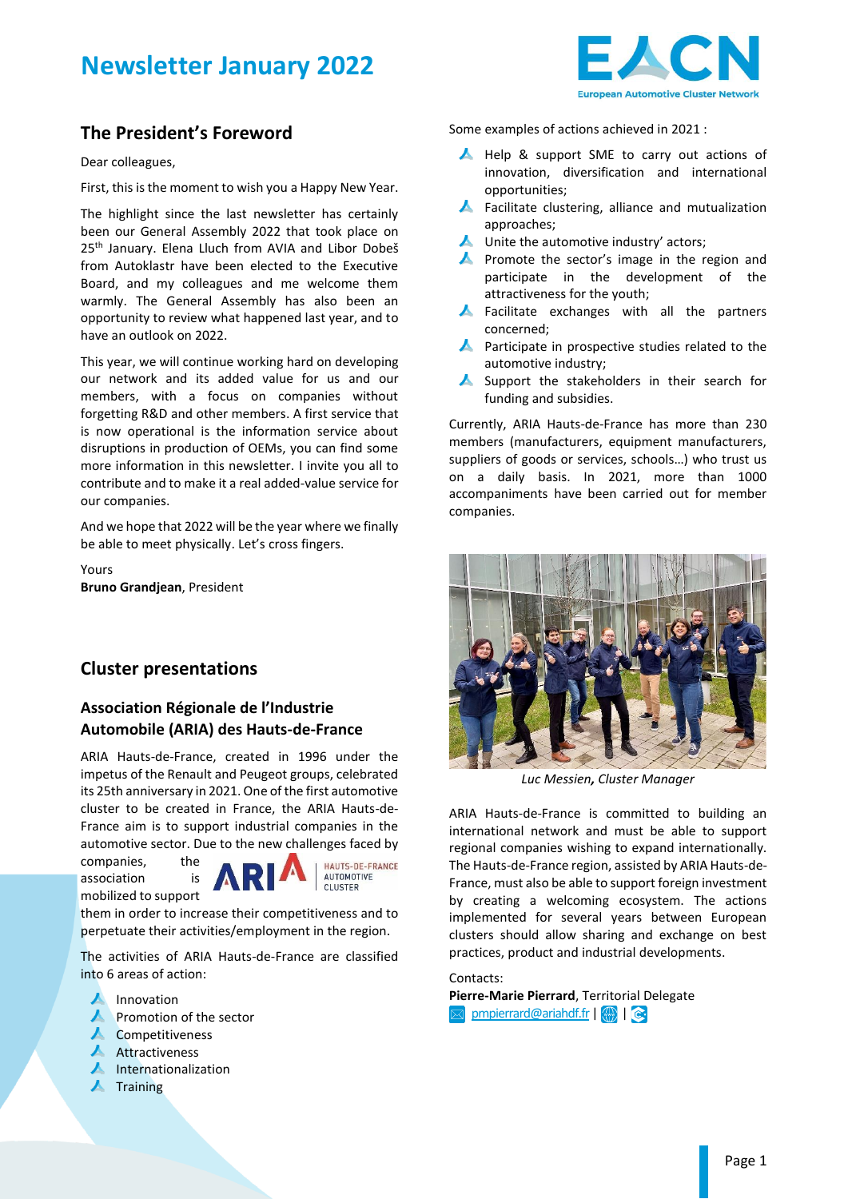# Newsletter January 2022

## The President's Foreword

Dear colleagues,

First, this is the moment to wish you a Happy New Year.

The highlight since the last newsletter has certainly been our General Assembly 2022 that took place on 25th January. Elena Lluch from AVIA and Libor Dobeš from Autoklastr have been elected to the Executive Board, and my colleagues and me welcome them warmly. The General Assembly has also been an opportunity to review what happened last year, and to have an outlook on 2022.

This year, we will continue working hard on developing our network and its added value for us and our members, with a focus on companies without forgetting R&D and other members. A first service that is now operational is the information service about disruptions in production of OEMs, you can find some more information in this newsletter. I invite you all to contribute and to make it a real added-value service for our companies.

And we hope that 2022 will be the year where we finally be able to meet physically. Let's cross fingers.

Yours
**Bruno Grandjean**, President

## Cluster presentations

### Association Régionale de l'Industrie Automobile (ARIA) des Hauts-de-France

ARIA Hauts-de-France, created in 1996 under the impetus of the Renault and Peugeot groups, celebrated its 25th anniversary in 2021. One of the first automotive cluster to be created in France, the ARIA Hauts-de-France aim is to support industrial companies in the automotive sector. Due to the new challenges faced by companies, the association is mobilized to support them in order to increase their competitiveness and to perpetuate their activities/employment in the region.

The activities of ARIA Hauts-de-France are classified into 6 areas of action:

- Innovation
- Promotion of the sector
- Competitiveness
- Attractiveness
- Internationalization
- Training

Some examples of actions achieved in 2021 :

- Help & support SME to carry out actions of innovation, diversification and international opportunities;
- Facilitate clustering, alliance and mutualization approaches;
- Unite the automotive industry' actors;
- Promote the sector's image in the region and participate in the development of the attractiveness for the youth;
- Facilitate exchanges with all the partners concerned;
- Participate in prospective studies related to the automotive industry;
- Support the stakeholders in their search for funding and subsidies.

Currently, ARIA Hauts-de-France has more than 230 members (manufacturers, equipment manufacturers, suppliers of goods or services, schools…) who trust us on a daily basis. In 2021, more than 1000 accompaniments have been carried out for member companies.

*Luc Messien**, Cluster Manager*

ARIA Hauts-de-France is committed to building an international network and must be able to support regional companies wishing to expand internationally. The Hauts-de-France region, assisted by ARIA Hauts-de-France, must also be able to support foreign investment by creating a welcoming ecosystem. The actions implemented for several years between European clusters should allow sharing and exchange on best practices, product and industrial developments.

Contacts:
**Pierre-Marie Pierrard**, Territorial Delegate
pmpierrard@ariahdf.fr | |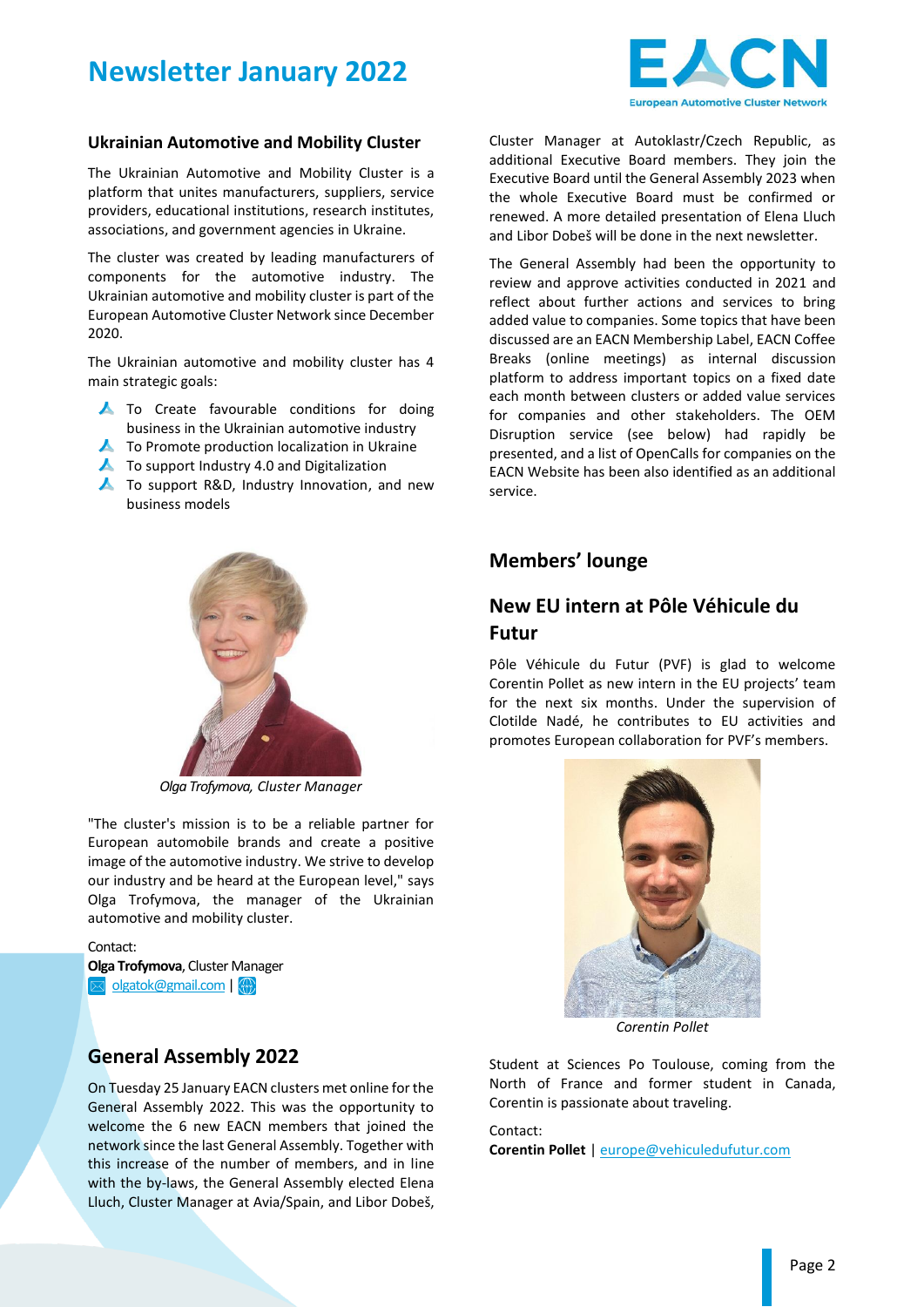# Newsletter January 2022

## Ukrainian Automotive and Mobility Cluster

The Ukrainian Automotive and Mobility Cluster is a platform that unites manufacturers, suppliers, service providers, educational institutions, research institutes, associations, and government agencies in Ukraine.

The cluster was created by leading manufacturers of components for the automotive industry. The Ukrainian automotive and mobility cluster is part of the European Automotive Cluster Network since December 2020.

The Ukrainian automotive and mobility cluster has 4 main strategic goals:

- To Create favourable conditions for doing business in the Ukrainian automotive industry
- To Promote production localization in Ukraine
- To support Industry 4.0 and Digitalization
- To support R&D, Industry Innovation, and new business models

*Olga Trofymova, Cluster Manager*

"The cluster's mission is to be a reliable partner for European automobile brands and create a positive image of the automotive industry. We strive to develop our industry and be heard at the European level," says Olga Trofymova, the manager of the Ukrainian automotive and mobility cluster.

Contact:
**Olga Trofymova**, Cluster Manager
olgatok@gmail.com |

## General Assembly 2022

On Tuesday 25 January EACN clusters met online for the General Assembly 2022. This was the opportunity to welcome the 6 new EACN members that joined the network since the last General Assembly. Together with this increase of the number of members, and in line with the by-laws, the General Assembly elected Elena Lluch, Cluster Manager at Avia/Spain, and Libor Dobeš, Cluster Manager at Autoklastr/Czech Republic, as additional Executive Board members. They join the Executive Board until the General Assembly 2023 when the whole Executive Board must be confirmed or renewed. A more detailed presentation of Elena Lluch and Libor Dobeš will be done in the next newsletter.

The General Assembly had been the opportunity to review and approve activities conducted in 2021 and reflect about further actions and services to bring added value to companies. Some topics that have been discussed are an EACN Membership Label, EACN Coffee Breaks (online meetings) as internal discussion platform to address important topics on a fixed date each month between clusters or added value services for companies and other stakeholders. The OEM Disruption service (see below) had rapidly be presented, and a list of OpenCalls for companies on the EACN Website has been also identified as an additional service.

## Members' lounge

### New EU intern at Pôle Véhicule du Futur

Pôle Véhicule du Futur (PVF) is glad to welcome Corentin Pollet as new intern in the EU projects' team for the next six months. Under the supervision of Clotilde Nadé, he contributes to EU activities and promotes European collaboration for PVF's members.

*Corentin Pollet*

Student at Sciences Po Toulouse, coming from the North of France and former student in Canada, Corentin is passionate about traveling.

Contact:
**Corentin Pollet** | europe@vehiculedufutur.com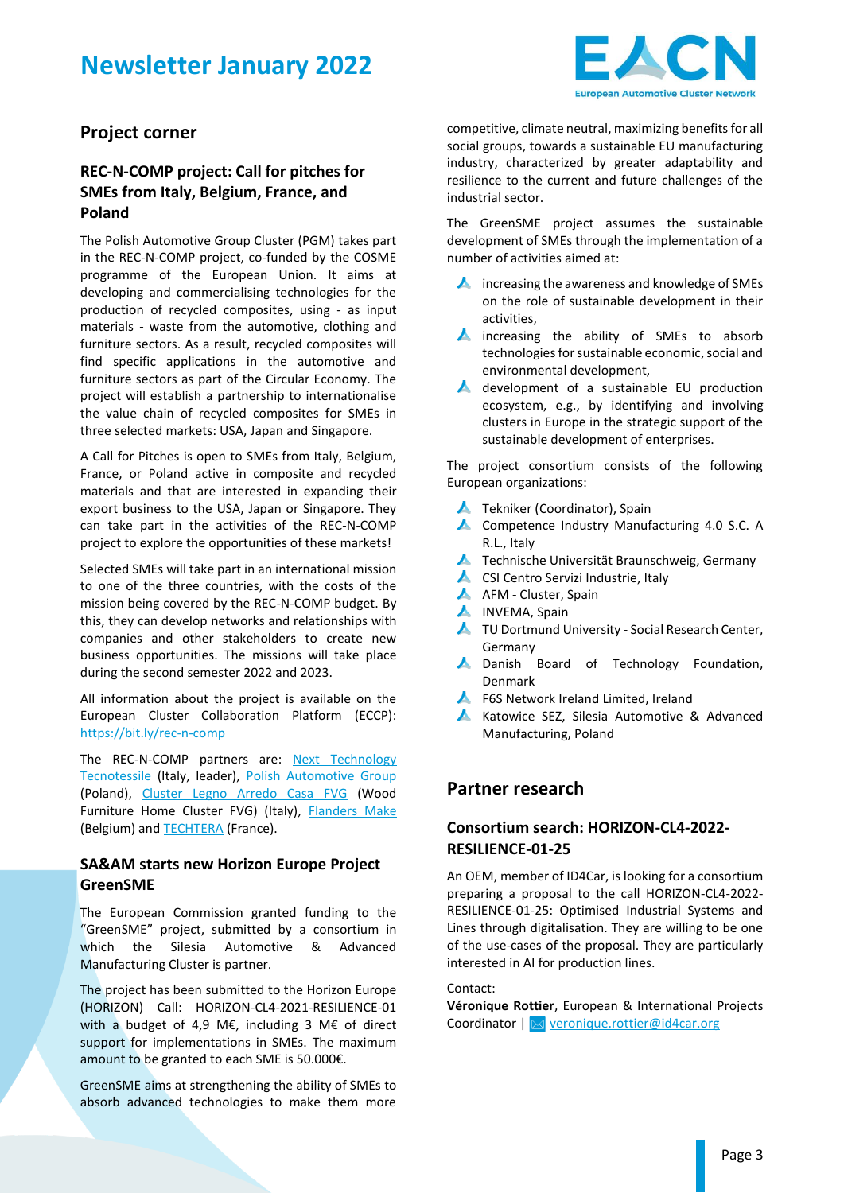# Newsletter January 2022

## Project corner

### REC-N-COMP project: Call for pitches for SMEs from Italy, Belgium, France, and Poland

The Polish Automotive Group Cluster (PGM) takes part in the REC-N-COMP project, co-funded by the COSME programme of the European Union. It aims at developing and commercialising technologies for the production of recycled composites, using - as input materials - waste from the automotive, clothing and furniture sectors. As a result, recycled composites will find specific applications in the automotive and furniture sectors as part of the Circular Economy. The project will establish a partnership to internationalise the value chain of recycled composites for SMEs in three selected markets: USA, Japan and Singapore.

A Call for Pitches is open to SMEs from Italy, Belgium, France, or Poland active in composite and recycled materials and that are interested in expanding their export business to the USA, Japan or Singapore. They can take part in the activities of the REC-N-COMP project to explore the opportunities of these markets!

Selected SMEs will take part in an international mission to one of the three countries, with the costs of the mission being covered by the REC-N-COMP budget. By this, they can develop networks and relationships with companies and other stakeholders to create new business opportunities. The missions will take place during the second semester 2022 and 2023.

All information about the project is available on the European Cluster Collaboration Platform (ECCP): https://bit.ly/rec-n-comp

The REC-N-COMP partners are: Next Technology Tecnotessile (Italy, leader), Polish Automotive Group (Poland), Cluster Legno Arredo Casa FVG (Wood Furniture Home Cluster FVG) (Italy), Flanders Make (Belgium) and TECHTERA (France).

### SA&AM starts new Horizon Europe Project GreenSME

The European Commission granted funding to the "GreenSME" project, submitted by a consortium in which the Silesia Automotive & Advanced Manufacturing Cluster is partner.

The project has been submitted to the Horizon Europe (HORIZON) Call: HORIZON-CL4-2021-RESILIENCE-01 with a budget of 4,9 M€, including 3 M€ of direct support for implementations in SMEs. The maximum amount to be granted to each SME is 50.000€.

GreenSME aims at strengthening the ability of SMEs to absorb advanced technologies to make them more competitive, climate neutral, maximizing benefits for all social groups, towards a sustainable EU manufacturing industry, characterized by greater adaptability and resilience to the current and future challenges of the industrial sector.

The GreenSME project assumes the sustainable development of SMEs through the implementation of a number of activities aimed at:

- increasing the awareness and knowledge of SMEs on the role of sustainable development in their activities,
- increasing the ability of SMEs to absorb technologies for sustainable economic, social and environmental development,
- development of a sustainable EU production ecosystem, e.g., by identifying and involving clusters in Europe in the strategic support of the sustainable development of enterprises.

The project consortium consists of the following European organizations:

- Tekniker (Coordinator), Spain
- Competence Industry Manufacturing 4.0 S.C. A R.L., Italy
- Technische Universität Braunschweig, Germany
- CSI Centro Servizi Industrie, Italy
- AFM - Cluster, Spain
- INVEMA, Spain
- TU Dortmund University - Social Research Center, Germany
- Danish Board of Technology Foundation, Denmark
- F6S Network Ireland Limited, Ireland
- Katowice SEZ, Silesia Automotive & Advanced Manufacturing, Poland

## Partner research

### Consortium search: HORIZON-CL4-2022-RESILIENCE-01-25

An OEM, member of ID4Car, is looking for a consortium preparing a proposal to the call HORIZON-CL4-2022-RESILIENCE-01-25: Optimised Industrial Systems and Lines through digitalisation. They are willing to be one of the use-cases of the proposal. They are particularly interested in AI for production lines.

Contact:
**Véronique Rottier**, European & International Projects Coordinator | veronique.rottier@id4car.org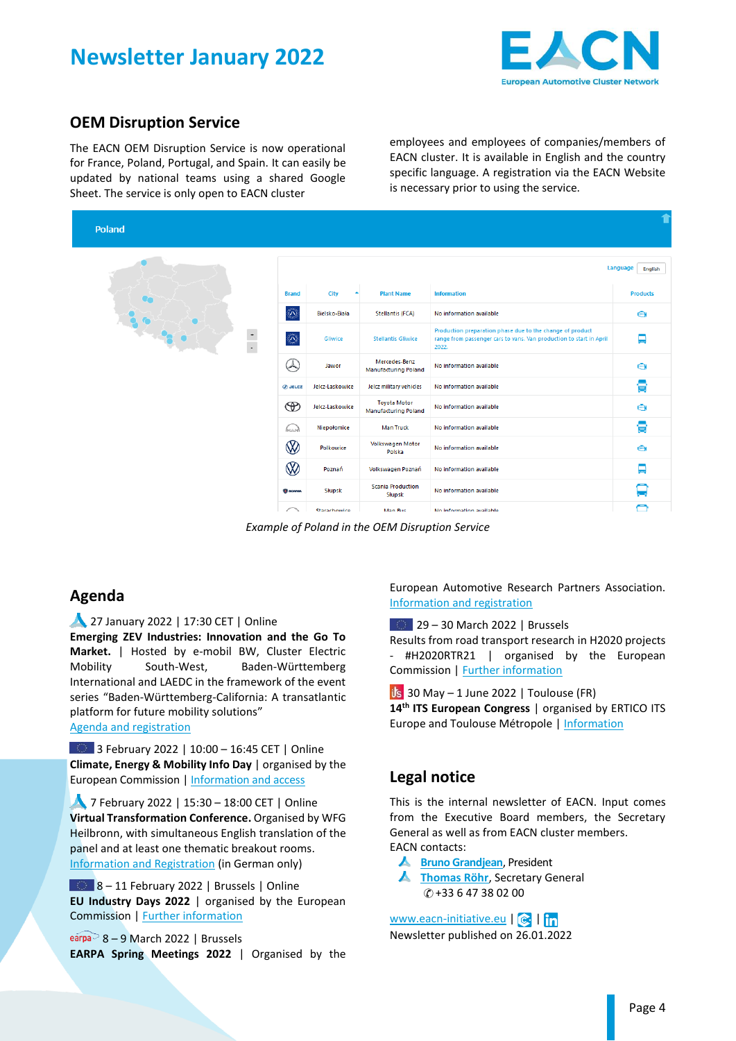## OEM Disruption Service

The EACN OEM Disruption Service is now operational for France, Poland, Portugal, and Spain. It can easily be updated by national teams using a shared Google Sheet. The service is only open to EACN cluster employees and employees of companies/members of EACN cluster. It is available in English and the country specific language. A registration via the EACN Website is necessary prior to using the service.

**Poland**

Language: English

| Brand | City | Plant Name | Information | Products |
|---|---|---|---|---|
| | Bielsko-Biała | Stellantis (FCA) | No information available | |
| | Gliwice | Stellantis Gliwice | Production preparation phase due to the change of product range from passenger cars to vans. Van production to start in April 2022 | |
| | Jawor | Mercedes-Benz Manufacturing Poland | No information available | |
| JELCZ | Jelcz-Laskowice | Jelcz military vehicles | No information available | |
| | Jelcz-Laskowice | Toyota Motor Manufacturing Poland | No information available | |
| | Niepołomice | Man Truck | No information available | |
| | Polkowice | Volkswagen Motor Polska | No information available | |
| | Poznań | Volkswagen Poznań | No information available | |
| SCANIA | Słupsk | Scania Production Słupsk | No information available | |
| | Starachowice | Man Bus | No information available | |

*Example of Poland in the OEM Disruption Service*

## Agenda

27 January 2022 | 17:30 CET | Online
**Emerging ZEV Industries: Innovation and the Go To Market.** | Hosted by e-mobil BW, Cluster Electric Mobility South-West, Baden-Württemberg International and LAEDC in the framework of the event series "Baden-Württemberg-California: A transatlantic platform for future mobility solutions"
Agenda and registration

3 February 2022 | 10:00 – 16:45 CET | Online
**Climate, Energy & Mobility Info Day** | organised by the European Commission | Information and access

7 February 2022 | 15:30 – 18:00 CET | Online
**Virtual Transformation Conference.** Organised by WFG Heilbronn, with simultaneous English translation of the panel and at least one thematic breakout rooms.
Information and Registration (in German only)

8 – 11 February 2022 | Brussels | Online
**EU Industry Days 2022** | organised by the European Commission | Further information

8 – 9 March 2022 | Brussels
**EARPA Spring Meetings 2022** | Organised by the European Automotive Research Partners Association.
Information and registration

29 – 30 March 2022 | Brussels
Results from road transport research in H2020 projects - #H2020RTR21 | organised by the European Commission | Further information

30 May – 1 June 2022 | Toulouse (FR)
**14th ITS European Congress** | organised by ERTICO ITS Europe and Toulouse Métropole | Information

## Legal notice

This is the internal newsletter of EACN. Input comes from the Executive Board members, the Secretary General as well as from EACN cluster members.
EACN contacts:

- Bruno Grandjean, President
- Thomas Röhr, Secretary General
  ✆ +33 6 47 38 02 00

www.eacn-initiative.eu | |
Newsletter published on 26.01.2022